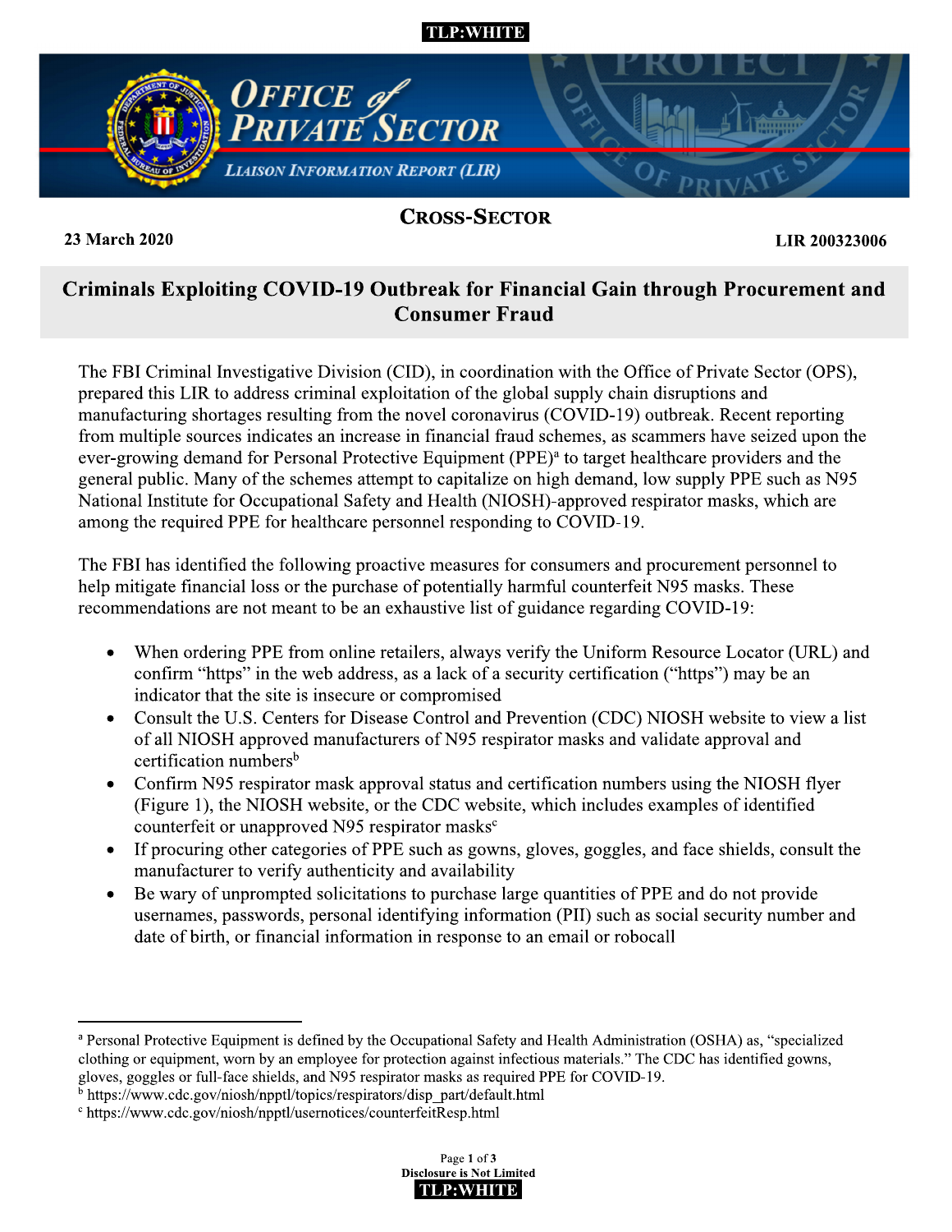TLP:WHITE

# Office of Private Sector

*Liaison Information Report (LIR)*

**CROSS-SECTOR**

**23 March 2020** **LIR 200323006**

## Criminals Exploiting COVID-19 Outbreak for Financial Gain through Procurement and Consumer Fraud

The FBI Criminal Investigative Division (CID), in coordination with the Office of Private Sector (OPS), prepared this LIR to address criminal exploitation of the global supply chain disruptions and manufacturing shortages resulting from the novel coronavirus (COVID-19) outbreak. Recent reporting from multiple sources indicates an increase in financial fraud schemes, as scammers have seized upon the ever-growing demand for Personal Protective Equipment (PPE)[a] to target healthcare providers and the general public. Many of the schemes attempt to capitalize on high demand, low supply PPE such as N95 National Institute for Occupational Safety and Health (NIOSH)-approved respirator masks, which are among the required PPE for healthcare personnel responding to COVID-19.

The FBI has identified the following proactive measures for consumers and procurement personnel to help mitigate financial loss or the purchase of potentially harmful counterfeit N95 masks. These recommendations are not meant to be an exhaustive list of guidance regarding COVID-19:

- When ordering PPE from online retailers, always verify the Uniform Resource Locator (URL) and confirm "https" in the web address, as a lack of a security certification ("https") may be an indicator that the site is insecure or compromised
- Consult the U.S. Centers for Disease Control and Prevention (CDC) NIOSH website to view a list of all NIOSH approved manufacturers of N95 respirator masks and validate approval and certification numbers[b]
- Confirm N95 respirator mask approval status and certification numbers using the NIOSH flyer (Figure 1), the NIOSH website, or the CDC website, which includes examples of identified counterfeit or unapproved N95 respirator masks[c]
- If procuring other categories of PPE such as gowns, gloves, goggles, and face shields, consult the manufacturer to verify authenticity and availability
- Be wary of unprompted solicitations to purchase large quantities of PPE and do not provide usernames, passwords, personal identifying information (PII) such as social security number and date of birth, or financial information in response to an email or robocall

---

[a] Personal Protective Equipment is defined by the Occupational Safety and Health Administration (OSHA) as, "specialized clothing or equipment, worn by an employee for protection against infectious materials." The CDC has identified gowns, gloves, goggles or full-face shields, and N95 respirator masks as required PPE for COVID-19.

[b] https://www.cdc.gov/niosh/npptl/topics/respirators/disp_part/default.html

[c] https://www.cdc.gov/niosh/npptl/usernotices/counterfeitResp.html

**Disclosure is Not Limited**

TLP:WHITE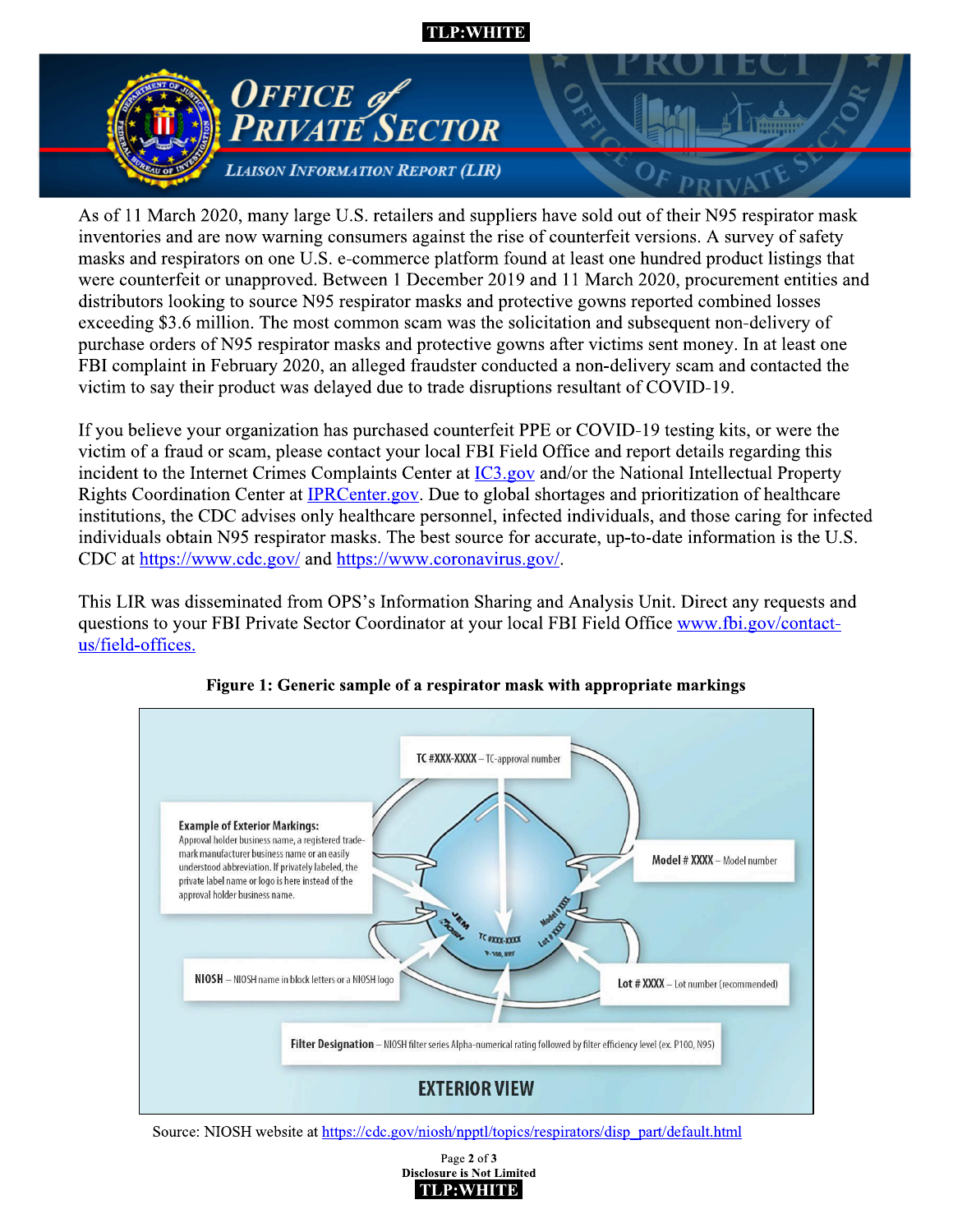As of 11 March 2020, many large U.S. retailers and suppliers have sold out of their N95 respirator mask inventories and are now warning consumers against the rise of counterfeit versions. A survey of safety masks and respirators on one U.S. e-commerce platform found at least one hundred product listings that were counterfeit or unapproved. Between 1 December 2019 and 11 March 2020, procurement entities and distributors looking to source N95 respirator masks and protective gowns reported combined losses exceeding $3.6 million. The most common scam was the solicitation and subsequent non-delivery of purchase orders of N95 respirator masks and protective gowns after victims sent money. In at least one FBI complaint in February 2020, an alleged fraudster conducted a non-delivery scam and contacted the victim to say their product was delayed due to trade disruptions resultant of COVID-19.

If you believe your organization has purchased counterfeit PPE or COVID-19 testing kits, or were the victim of a fraud or scam, please contact your local FBI Field Office and report details regarding this incident to the Internet Crimes Complaints Center at [IC3.gov](IC3.gov) and/or the National Intellectual Property Rights Coordination Center at [IPRCenter.gov](IPRCenter.gov). Due to global shortages and prioritization of healthcare institutions, the CDC advises only healthcare personnel, infected individuals, and those caring for infected individuals obtain N95 respirator masks. The best source for accurate, up-to-date information is the U.S. CDC at https://www.cdc.gov/ and https://www.coronavirus.gov/.

This LIR was disseminated from OPS's Information Sharing and Analysis Unit. Direct any requests and questions to your FBI Private Sector Coordinator at your local FBI Field Office www.fbi.gov/contact-us/field-offices.

**Figure 1: Generic sample of a respirator mask with appropriate markings**

TC #XXX-XXXX – TC-approval number

Example of Exterior Markings:
Approval holder business name, a registered trademark manufacturer business name or an easily understood abbreviation. If privately labeled, the private label name or logo is here instead of the approval holder business name.

Model # XXXX – Model number

NIOSH – NIOSH name in block letters or a NIOSH logo

Lot # XXXX – Lot number (recommended)

Filter Designation – NIOSH filter series Alpha-numerical rating followed by filter efficiency level (ex. P100, N95)

EXTERIOR VIEW

Source: NIOSH website at https://cdc.gov/niosh/npptl/topics/respirators/disp_part/default.html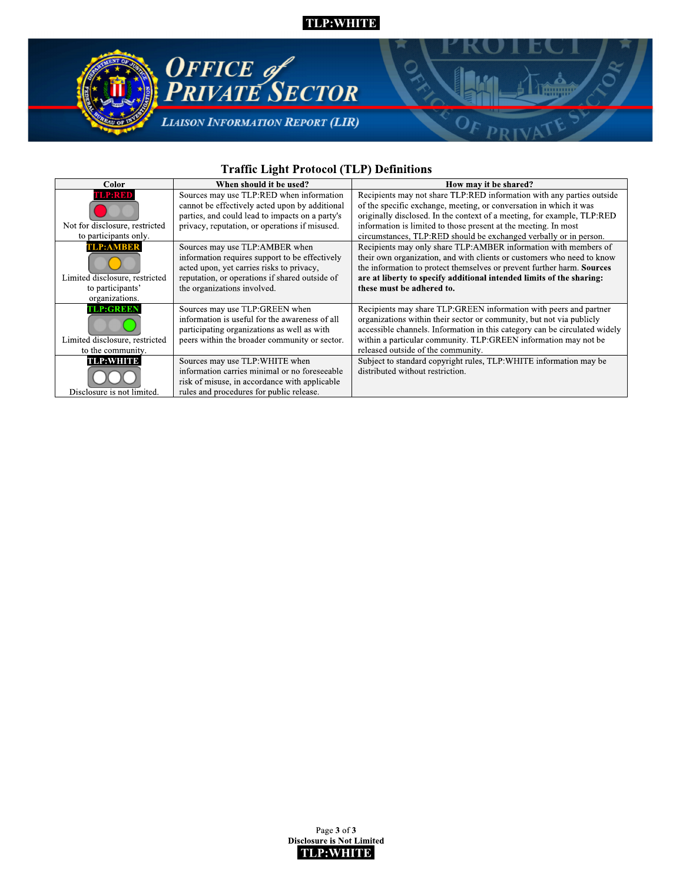## Traffic Light Protocol (TLP) Definitions

| Color | When should it be used? | How may it be shared? |
|---|---|---|
| **TLP:RED** Not for disclosure, restricted to participants only. | Sources may use TLP:RED when information cannot be effectively acted upon by additional parties, and could lead to impacts on a party's privacy, reputation, or operations if misused. | Recipients may not share TLP:RED information with any parties outside of the specific exchange, meeting, or conversation in which it was originally disclosed. In the context of a meeting, for example, TLP:RED information is limited to those present at the meeting. In most circumstances, TLP:RED should be exchanged verbally or in person. |
| **TLP:AMBER** Limited disclosure, restricted to participants' organizations. | Sources may use TLP:AMBER when information requires support to be effectively acted upon, yet carries risks to privacy, reputation, or operations if shared outside of the organizations involved. | Recipients may only share TLP:AMBER information with members of their own organization, and with clients or customers who need to know the information to protect themselves or prevent further harm. **Sources are at liberty to specify additional intended limits of the sharing: these must be adhered to.** |
| **TLP:GREEN** Limited disclosure, restricted to the community. | Sources may use TLP:GREEN when information is useful for the awareness of all participating organizations as well as with peers within the broader community or sector. | Recipients may share TLP:GREEN information with peers and partner organizations within their sector or community, but not via publicly accessible channels. Information in this category can be circulated widely within a particular community. TLP:GREEN information may not be released outside of the community. |
| **TLP:WHITE** Disclosure is not limited. | Sources may use TLP:WHITE when information carries minimal or no foreseeable risk of misuse, in accordance with applicable rules and procedures for public release. | Subject to standard copyright rules, TLP:WHITE information may be distributed without restriction. |